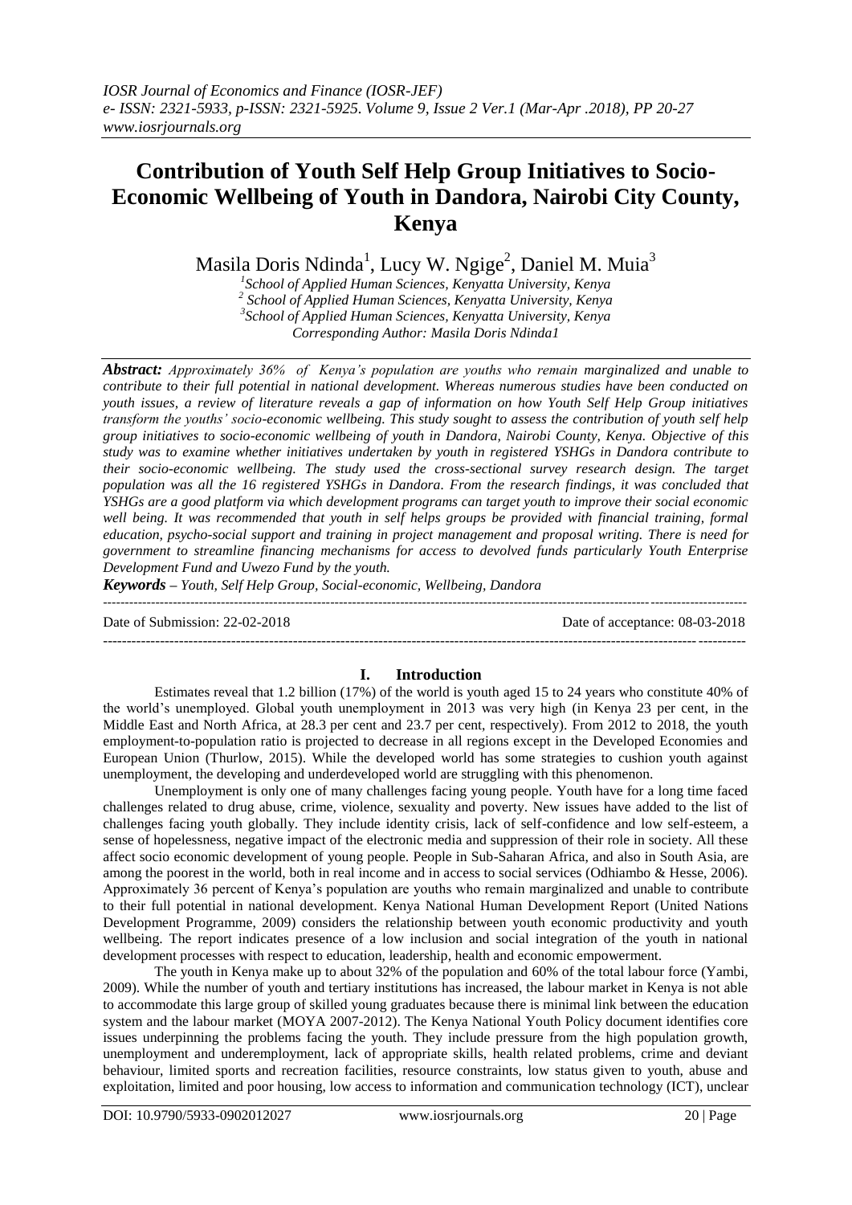# Contribution of Youth Self Help Group Initiatives to Socio-Economic Wellbeing of Youth in Dandora, Nairobi City County, Kenya

Masila Doris Ndinda[1], Lucy W. Ngige[2], Daniel M. Muia[3]

[1]School of Applied Human Sciences, Kenyatta University, Kenya
[2] School of Applied Human Sciences, Kenyatta University, Kenya
[3]School of Applied Human Sciences, Kenyatta University, Kenya
Corresponding Author: Masila Doris Ndinda1

***Abstract:*** *Approximately 36% of Kenya's population are youths who remain marginalized and unable to contribute to their full potential in national development. Whereas numerous studies have been conducted on youth issues, a review of literature reveals a gap of information on how Youth Self Help Group initiatives transform the youths' socio-economic wellbeing. This study sought to assess the contribution of youth self help group initiatives to socio-economic wellbeing of youth in Dandora, Nairobi County, Kenya. Objective of this study was to examine whether initiatives undertaken by youth in registered YSHGs in Dandora contribute to their socio-economic wellbeing. The study used the cross-sectional survey research design. The target population was all the 16 registered YSHGs in Dandora. From the research findings, it was concluded that YSHGs are a good platform via which development programs can target youth to improve their social economic well being. It was recommended that youth in self helps groups be provided with financial training, formal education, psycho-social support and training in project management and proposal writing. There is need for government to streamline financing mechanisms for access to devolved funds particularly Youth Enterprise Development Fund and Uwezo Fund by the youth.*

***Keywords*** *– Youth, Self Help Group, Social-economic, Wellbeing, Dandora*

---

Date of Submission: 22-02-2018    Date of acceptance: 08-03-2018

---

## I. Introduction

Estimates reveal that 1.2 billion (17%) of the world is youth aged 15 to 24 years who constitute 40% of the world's unemployed. Global youth unemployment in 2013 was very high (in Kenya 23 per cent, in the Middle East and North Africa, at 28.3 per cent and 23.7 per cent, respectively). From 2012 to 2018, the youth employment-to-population ratio is projected to decrease in all regions except in the Developed Economies and European Union (Thurlow, 2015). While the developed world has some strategies to cushion youth against unemployment, the developing and underdeveloped world are struggling with this phenomenon.

Unemployment is only one of many challenges facing young people. Youth have for a long time faced challenges related to drug abuse, crime, violence, sexuality and poverty. New issues have added to the list of challenges facing youth globally. They include identity crisis, lack of self-confidence and low self-esteem, a sense of hopelessness, negative impact of the electronic media and suppression of their role in society. All these affect socio economic development of young people. People in Sub-Saharan Africa, and also in South Asia, are among the poorest in the world, both in real income and in access to social services (Odhiambo & Hesse, 2006). Approximately 36 percent of Kenya's population are youths who remain marginalized and unable to contribute to their full potential in national development. Kenya National Human Development Report (United Nations Development Programme, 2009) considers the relationship between youth economic productivity and youth wellbeing. The report indicates presence of a low inclusion and social integration of the youth in national development processes with respect to education, leadership, health and economic empowerment.

The youth in Kenya make up to about 32% of the population and 60% of the total labour force (Yambi, 2009). While the number of youth and tertiary institutions has increased, the labour market in Kenya is not able to accommodate this large group of skilled young graduates because there is minimal link between the education system and the labour market (MOYA 2007-2012). The Kenya National Youth Policy document identifies core issues underpinning the problems facing the youth. They include pressure from the high population growth, unemployment and underemployment, lack of appropriate skills, health related problems, crime and deviant behaviour, limited sports and recreation facilities, resource constraints, low status given to youth, abuse and exploitation, limited and poor housing, low access to information and communication technology (ICT), unclear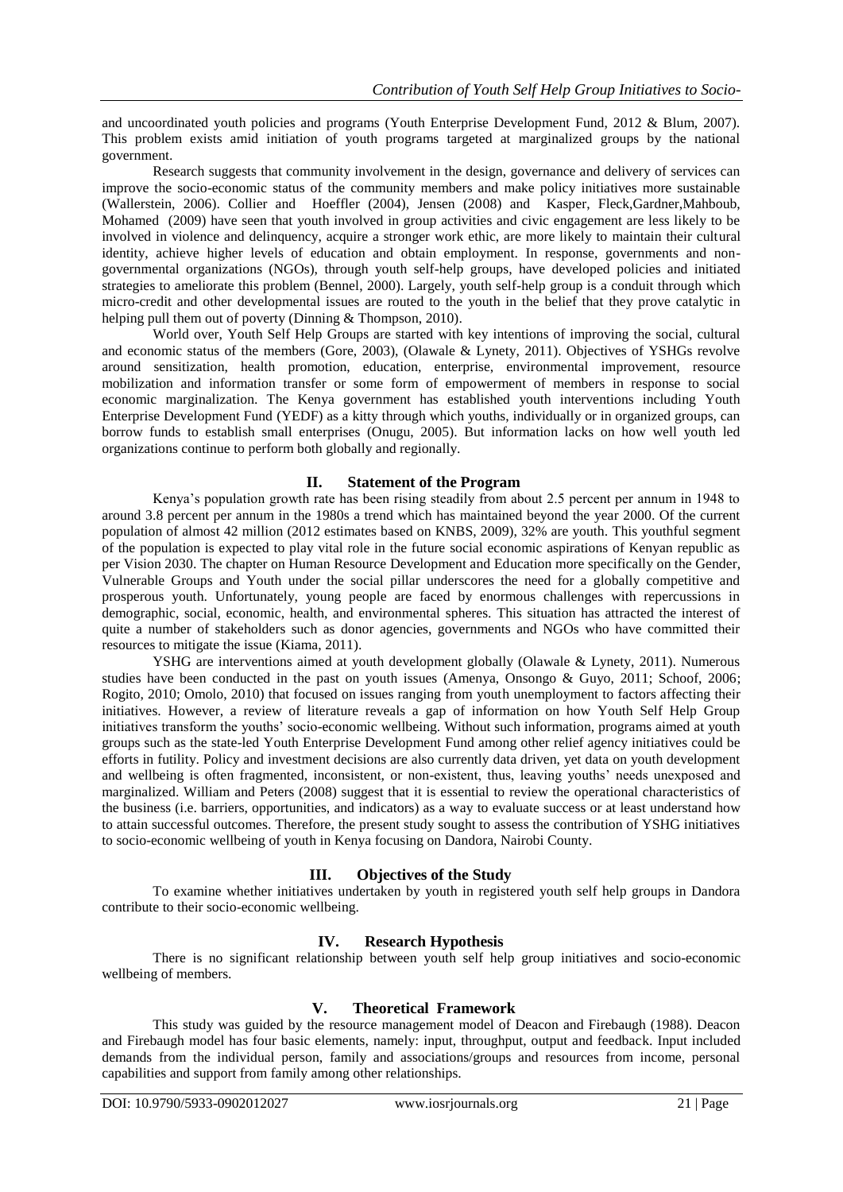and uncoordinated youth policies and programs (Youth Enterprise Development Fund, 2012 & Blum, 2007). This problem exists amid initiation of youth programs targeted at marginalized groups by the national government.

Research suggests that community involvement in the design, governance and delivery of services can improve the socio-economic status of the community members and make policy initiatives more sustainable (Wallerstein, 2006). Collier and Hoeffler (2004), Jensen (2008) and Kasper, Fleck,Gardner,Mahboub, Mohamed (2009) have seen that youth involved in group activities and civic engagement are less likely to be involved in violence and delinquency, acquire a stronger work ethic, are more likely to maintain their cultural identity, achieve higher levels of education and obtain employment. In response, governments and non-governmental organizations (NGOs), through youth self-help groups, have developed policies and initiated strategies to ameliorate this problem (Bennel, 2000). Largely, youth self-help group is a conduit through which micro-credit and other developmental issues are routed to the youth in the belief that they prove catalytic in helping pull them out of poverty (Dinning & Thompson, 2010).

World over, Youth Self Help Groups are started with key intentions of improving the social, cultural and economic status of the members (Gore, 2003), (Olawale & Lynety, 2011). Objectives of YSHGs revolve around sensitization, health promotion, education, enterprise, environmental improvement, resource mobilization and information transfer or some form of empowerment of members in response to social economic marginalization. The Kenya government has established youth interventions including Youth Enterprise Development Fund (YEDF) as a kitty through which youths, individually or in organized groups, can borrow funds to establish small enterprises (Onugu, 2005). But information lacks on how well youth led organizations continue to perform both globally and regionally.

## II. Statement of the Program

Kenya's population growth rate has been rising steadily from about 2.5 percent per annum in 1948 to around 3.8 percent per annum in the 1980s a trend which has maintained beyond the year 2000. Of the current population of almost 42 million (2012 estimates based on KNBS, 2009), 32% are youth. This youthful segment of the population is expected to play vital role in the future social economic aspirations of Kenyan republic as per Vision 2030. The chapter on Human Resource Development and Education more specifically on the Gender, Vulnerable Groups and Youth under the social pillar underscores the need for a globally competitive and prosperous youth. Unfortunately, young people are faced by enormous challenges with repercussions in demographic, social, economic, health, and environmental spheres. This situation has attracted the interest of quite a number of stakeholders such as donor agencies, governments and NGOs who have committed their resources to mitigate the issue (Kiama, 2011).

YSHG are interventions aimed at youth development globally (Olawale & Lynety, 2011). Numerous studies have been conducted in the past on youth issues (Amenya, Onsongo & Guyo, 2011; Schoof, 2006; Rogito, 2010; Omolo, 2010) that focused on issues ranging from youth unemployment to factors affecting their initiatives. However, a review of literature reveals a gap of information on how Youth Self Help Group initiatives transform the youths' socio-economic wellbeing. Without such information, programs aimed at youth groups such as the state-led Youth Enterprise Development Fund among other relief agency initiatives could be efforts in futility. Policy and investment decisions are also currently data driven, yet data on youth development and wellbeing is often fragmented, inconsistent, or non-existent, thus, leaving youths' needs unexposed and marginalized. William and Peters (2008) suggest that it is essential to review the operational characteristics of the business (i.e. barriers, opportunities, and indicators) as a way to evaluate success or at least understand how to attain successful outcomes. Therefore, the present study sought to assess the contribution of YSHG initiatives to socio-economic wellbeing of youth in Kenya focusing on Dandora, Nairobi County.

## III. Objectives of the Study

To examine whether initiatives undertaken by youth in registered youth self help groups in Dandora contribute to their socio-economic wellbeing.

## IV. Research Hypothesis

There is no significant relationship between youth self help group initiatives and socio-economic wellbeing of members.

## V. Theoretical Framework

This study was guided by the resource management model of Deacon and Firebaugh (1988). Deacon and Firebaugh model has four basic elements, namely: input, throughput, output and feedback. Input included demands from the individual person, family and associations/groups and resources from income, personal capabilities and support from family among other relationships.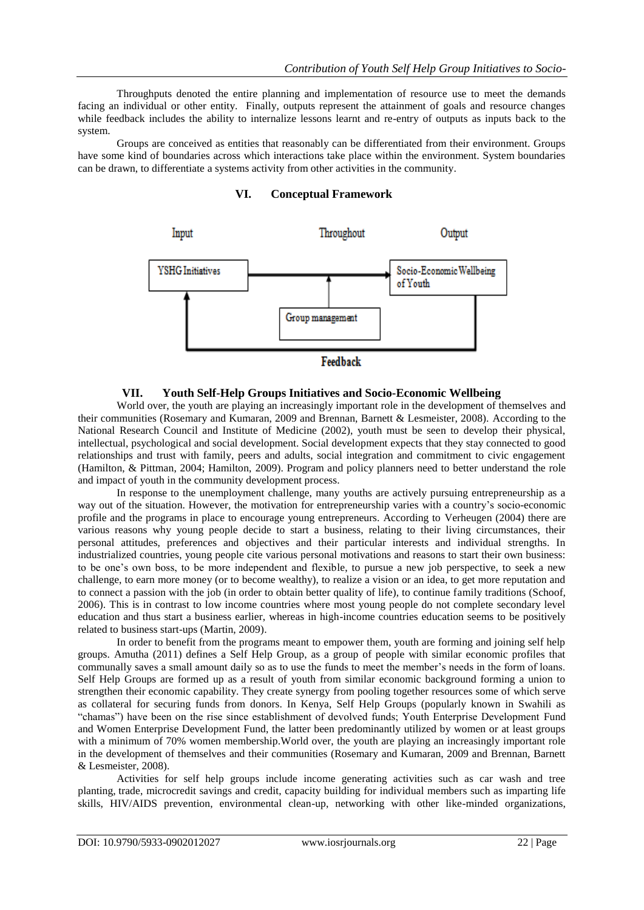Throughputs denoted the entire planning and implementation of resource use to meet the demands facing an individual or other entity. Finally, outputs represent the attainment of goals and resource changes while feedback includes the ability to internalize lessons learnt and re-entry of outputs as inputs back to the system.

Groups are conceived as entities that reasonably can be differentiated from their environment. Groups have some kind of boundaries across which interactions take place within the environment. System boundaries can be drawn, to differentiate a systems activity from other activities in the community.

## VI. Conceptual Framework

Input | Throughout | Output

YSHG Initiatives → Socio-Economic Wellbeing of Youth

Group management

Feedback

## VII. Youth Self-Help Groups Initiatives and Socio-Economic Wellbeing

World over, the youth are playing an increasingly important role in the development of themselves and their communities (Rosemary and Kumaran, 2009 and Brennan, Barnett & Lesmeister, 2008). According to the National Research Council and Institute of Medicine (2002), youth must be seen to develop their physical, intellectual, psychological and social development. Social development expects that they stay connected to good relationships and trust with family, peers and adults, social integration and commitment to civic engagement (Hamilton, & Pittman, 2004; Hamilton, 2009). Program and policy planners need to better understand the role and impact of youth in the community development process.

In response to the unemployment challenge, many youths are actively pursuing entrepreneurship as a way out of the situation. However, the motivation for entrepreneurship varies with a country's socio-economic profile and the programs in place to encourage young entrepreneurs. According to Verheugen (2004) there are various reasons why young people decide to start a business, relating to their living circumstances, their personal attitudes, preferences and objectives and their particular interests and individual strengths. In industrialized countries, young people cite various personal motivations and reasons to start their own business: to be one's own boss, to be more independent and flexible, to pursue a new job perspective, to seek a new challenge, to earn more money (or to become wealthy), to realize a vision or an idea, to get more reputation and to connect a passion with the job (in order to obtain better quality of life), to continue family traditions (Schoof, 2006). This is in contrast to low income countries where most young people do not complete secondary level education and thus start a business earlier, whereas in high-income countries education seems to be positively related to business start-ups (Martin, 2009).

In order to benefit from the programs meant to empower them, youth are forming and joining self help groups. Amutha (2011) defines a Self Help Group, as a group of people with similar economic profiles that communally saves a small amount daily so as to use the funds to meet the member's needs in the form of loans. Self Help Groups are formed up as a result of youth from similar economic background forming a union to strengthen their economic capability. They create synergy from pooling together resources some of which serve as collateral for securing funds from donors. In Kenya, Self Help Groups (popularly known in Swahili as "chamas") have been on the rise since establishment of devolved funds; Youth Enterprise Development Fund and Women Enterprise Development Fund, the latter been predominantly utilized by women or at least groups with a minimum of 70% women membership.World over, the youth are playing an increasingly important role in the development of themselves and their communities (Rosemary and Kumaran, 2009 and Brennan, Barnett & Lesmeister, 2008).

Activities for self help groups include income generating activities such as car wash and tree planting, trade, microcredit savings and credit, capacity building for individual members such as imparting life skills, HIV/AIDS prevention, environmental clean-up, networking with other like-minded organizations,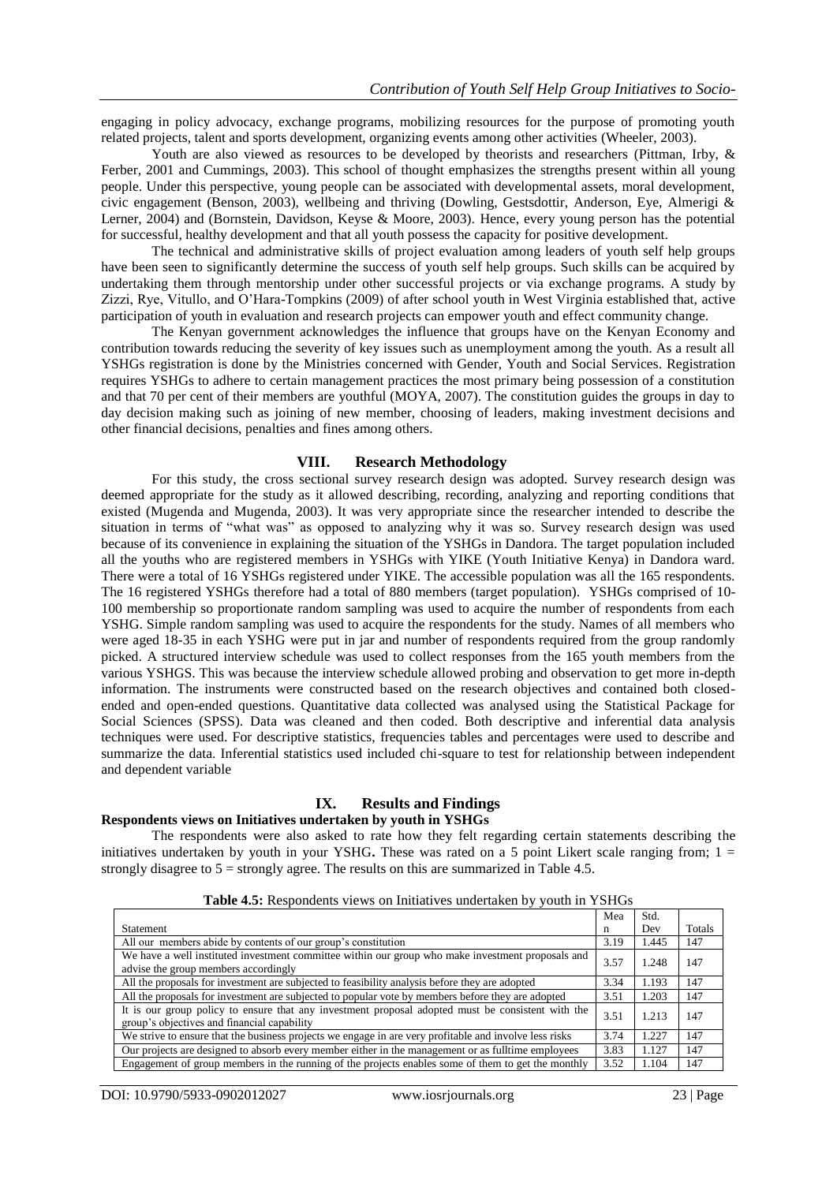engaging in policy advocacy, exchange programs, mobilizing resources for the purpose of promoting youth related projects, talent and sports development, organizing events among other activities (Wheeler, 2003).

Youth are also viewed as resources to be developed by theorists and researchers (Pittman, Irby, & Ferber, 2001 and Cummings, 2003). This school of thought emphasizes the strengths present within all young people. Under this perspective, young people can be associated with developmental assets, moral development, civic engagement (Benson, 2003), wellbeing and thriving (Dowling, Gestsdottir, Anderson, Eye, Almerigi & Lerner, 2004) and (Bornstein, Davidson, Keyse & Moore, 2003). Hence, every young person has the potential for successful, healthy development and that all youth possess the capacity for positive development.

The technical and administrative skills of project evaluation among leaders of youth self help groups have been seen to significantly determine the success of youth self help groups. Such skills can be acquired by undertaking them through mentorship under other successful projects or via exchange programs. A study by Zizzi, Rye, Vitullo, and O'Hara-Tompkins (2009) of after school youth in West Virginia established that, active participation of youth in evaluation and research projects can empower youth and effect community change.

The Kenyan government acknowledges the influence that groups have on the Kenyan Economy and contribution towards reducing the severity of key issues such as unemployment among the youth. As a result all YSHGs registration is done by the Ministries concerned with Gender, Youth and Social Services. Registration requires YSHGs to adhere to certain management practices the most primary being possession of a constitution and that 70 per cent of their members are youthful (MOYA, 2007). The constitution guides the groups in day to day decision making such as joining of new member, choosing of leaders, making investment decisions and other financial decisions, penalties and fines among others.

## VIII. Research Methodology

For this study, the cross sectional survey research design was adopted. Survey research design was deemed appropriate for the study as it allowed describing, recording, analyzing and reporting conditions that existed (Mugenda and Mugenda, 2003). It was very appropriate since the researcher intended to describe the situation in terms of "what was" as opposed to analyzing why it was so. Survey research design was used because of its convenience in explaining the situation of the YSHGs in Dandora. The target population included all the youths who are registered members in YSHGs with YIKE (Youth Initiative Kenya) in Dandora ward. There were a total of 16 YSHGs registered under YIKE. The accessible population was all the 165 respondents. The 16 registered YSHGs therefore had a total of 880 members (target population). YSHGs comprised of 10-100 membership so proportionate random sampling was used to acquire the number of respondents from each YSHG. Simple random sampling was used to acquire the respondents for the study. Names of all members who were aged 18-35 in each YSHG were put in jar and number of respondents required from the group randomly picked. A structured interview schedule was used to collect responses from the 165 youth members from the various YSHGS. This was because the interview schedule allowed probing and observation to get more in-depth information. The instruments were constructed based on the research objectives and contained both closed-ended and open-ended questions. Quantitative data collected was analysed using the Statistical Package for Social Sciences (SPSS). Data was cleaned and then coded. Both descriptive and inferential data analysis techniques were used. For descriptive statistics, frequencies tables and percentages were used to describe and summarize the data. Inferential statistics used included chi-square to test for relationship between independent and dependent variable

## IX. Results and Findings

### Respondents views on Initiatives undertaken by youth in YSHGs

The respondents were also asked to rate how they felt regarding certain statements describing the initiatives undertaken by youth in your YSHG**.** These was rated on a 5 point Likert scale ranging from; 1 = strongly disagree to 5 = strongly agree. The results on this are summarized in Table 4.5.

**Table 4.5:** Respondents views on Initiatives undertaken by youth in YSHGs

| Statement | Mean | Std. Dev | Totals |
|---|---|---|---|
| All our members abide by contents of our group's constitution | 3.19 | 1.445 | 147 |
| We have a well instituted investment committee within our group who make investment proposals and advise the group members accordingly | 3.57 | 1.248 | 147 |
| All the proposals for investment are subjected to feasibility analysis before they are adopted | 3.34 | 1.193 | 147 |
| All the proposals for investment are subjected to popular vote by members before they are adopted | 3.51 | 1.203 | 147 |
| It is our group policy to ensure that any investment proposal adopted must be consistent with the group's objectives and financial capability | 3.51 | 1.213 | 147 |
| We strive to ensure that the business projects we engage in are very profitable and involve less risks | 3.74 | 1.227 | 147 |
| Our projects are designed to absorb every member either in the management or as fulltime employees | 3.83 | 1.127 | 147 |
| Engagement of group members in the running of the projects enables some of them to get the monthly | 3.52 | 1.104 | 147 |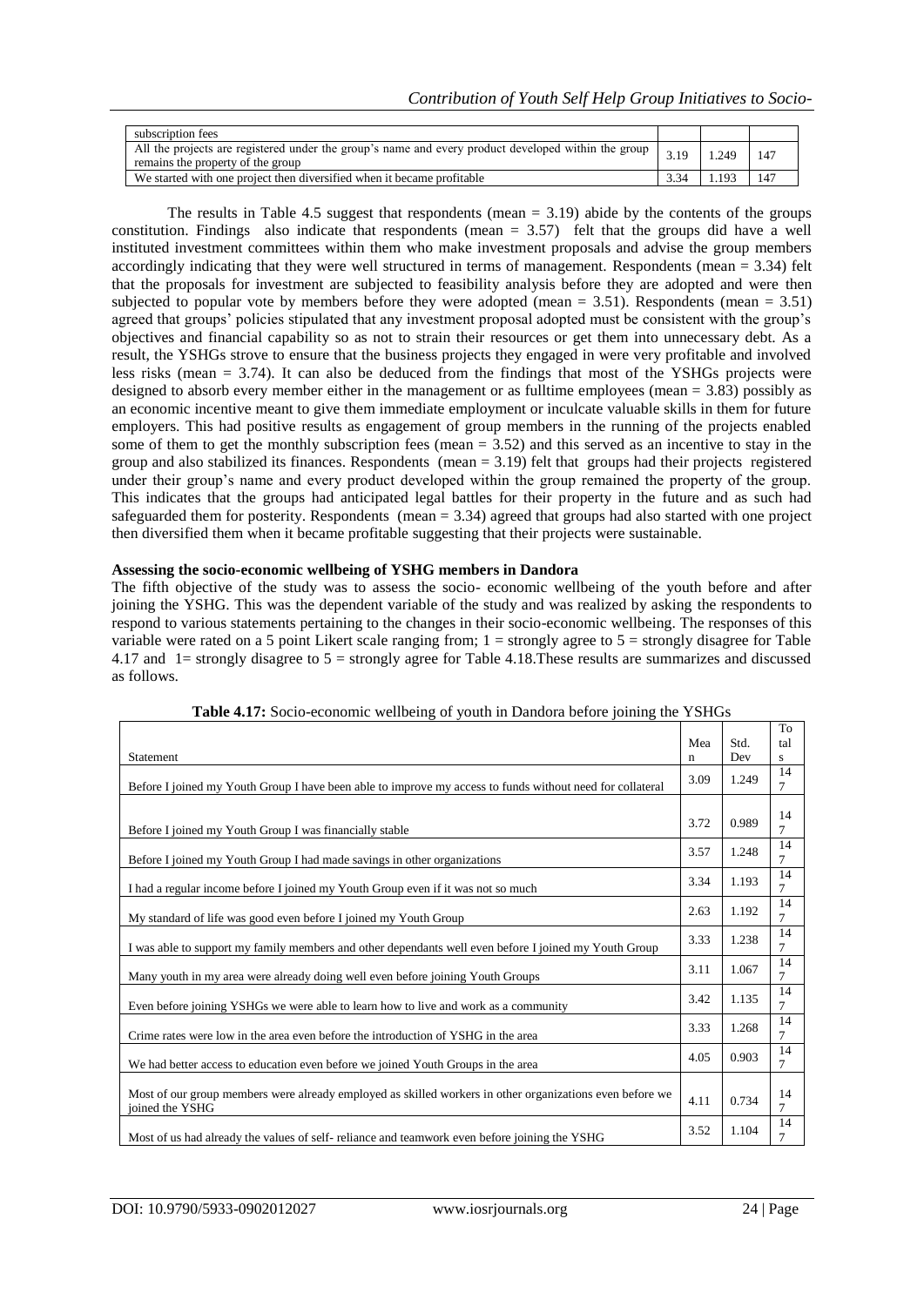| subscription fees | | | |
|---|---|---|---|
| All the projects are registered under the group's name and every product developed within the group remains the property of the group | 3.19 | 1.249 | 147 |
| We started with one project then diversified when it became profitable | 3.34 | 1.193 | 147 |

The results in Table 4.5 suggest that respondents (mean = 3.19) abide by the contents of the groups constitution. Findings also indicate that respondents (mean = 3.57) felt that the groups did have a well instituted investment committees within them who make investment proposals and advise the group members accordingly indicating that they were well structured in terms of management. Respondents (mean = 3.34) felt that the proposals for investment are subjected to feasibility analysis before they are adopted and were then subjected to popular vote by members before they were adopted (mean = 3.51). Respondents (mean = 3.51) agreed that groups' policies stipulated that any investment proposal adopted must be consistent with the group's objectives and financial capability so as not to strain their resources or get them into unnecessary debt. As a result, the YSHGs strove to ensure that the business projects they engaged in were very profitable and involved less risks (mean = 3.74). It can also be deduced from the findings that most of the YSHGs projects were designed to absorb every member either in the management or as fulltime employees (mean = 3.83) possibly as an economic incentive meant to give them immediate employment or inculcate valuable skills in them for future employers. This had positive results as engagement of group members in the running of the projects enabled some of them to get the monthly subscription fees (mean = 3.52) and this served as an incentive to stay in the group and also stabilized its finances. Respondents (mean = 3.19) felt that groups had their projects registered under their group's name and every product developed within the group remained the property of the group. This indicates that the groups had anticipated legal battles for their property in the future and as such had safeguarded them for posterity. Respondents (mean = 3.34) agreed that groups had also started with one project then diversified them when it became profitable suggesting that their projects were sustainable.

**Assessing the socio-economic wellbeing of YSHG members in Dandora**

The fifth objective of the study was to assess the socio- economic wellbeing of the youth before and after joining the YSHG. This was the dependent variable of the study and was realized by asking the respondents to respond to various statements pertaining to the changes in their socio-economic wellbeing. The responses of this variable were rated on a 5 point Likert scale ranging from; 1 = strongly agree to 5 = strongly disagree for Table 4.17 and 1= strongly disagree to 5 = strongly agree for Table 4.18.These results are summarizes and discussed as follows.

**Table 4.17:** Socio-economic wellbeing of youth in Dandora before joining the YSHGs

| Statement | Mean | Std. Dev | Totals |
|---|---|---|---|
| Before I joined my Youth Group I have been able to improve my access to funds without need for collateral | 3.09 | 1.249 | 147 |
| Before I joined my Youth Group I was financially stable | 3.72 | 0.989 | 147 |
| Before I joined my Youth Group I had made savings in other organizations | 3.57 | 1.248 | 147 |
| I had a regular income before I joined my Youth Group even if it was not so much | 3.34 | 1.193 | 147 |
| My standard of life was good even before I joined my Youth Group | 2.63 | 1.192 | 147 |
| I was able to support my family members and other dependants well even before I joined my Youth Group | 3.33 | 1.238 | 147 |
| Many youth in my area were already doing well even before joining Youth Groups | 3.11 | 1.067 | 147 |
| Even before joining YSHGs we were able to learn how to live and work as a community | 3.42 | 1.135 | 147 |
| Crime rates were low in the area even before the introduction of YSHG in the area | 3.33 | 1.268 | 147 |
| We had better access to education even before we joined Youth Groups in the area | 4.05 | 0.903 | 147 |
| Most of our group members were already employed as skilled workers in other organizations even before we joined the YSHG | 4.11 | 0.734 | 147 |
| Most of us had already the values of self- reliance and teamwork even before joining the YSHG | 3.52 | 1.104 | 147 |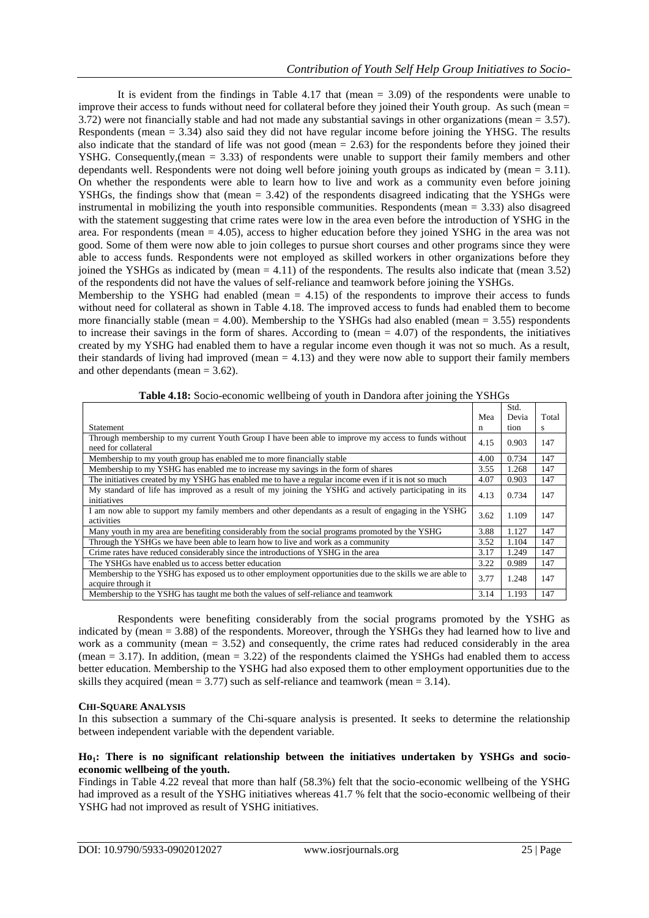It is evident from the findings in Table 4.17 that (mean = 3.09) of the respondents were unable to improve their access to funds without need for collateral before they joined their Youth group. As such (mean = 3.72) were not financially stable and had not made any substantial savings in other organizations (mean = 3.57). Respondents (mean = 3.34) also said they did not have regular income before joining the YHSG. The results also indicate that the standard of life was not good (mean = 2.63) for the respondents before they joined their YSHG. Consequently,(mean = 3.33) of respondents were unable to support their family members and other dependants well. Respondents were not doing well before joining youth groups as indicated by (mean = 3.11). On whether the respondents were able to learn how to live and work as a community even before joining YSHGs, the findings show that (mean = 3.42) of the respondents disagreed indicating that the YSHGs were instrumental in mobilizing the youth into responsible communities. Respondents (mean = 3.33) also disagreed with the statement suggesting that crime rates were low in the area even before the introduction of YSHG in the area. For respondents (mean = 4.05), access to higher education before they joined YSHG in the area was not good. Some of them were now able to join colleges to pursue short courses and other programs since they were able to access funds. Respondents were not employed as skilled workers in other organizations before they joined the YSHGs as indicated by (mean = 4.11) of the respondents. The results also indicate that (mean 3.52) of the respondents did not have the values of self-reliance and teamwork before joining the YSHGs.

Membership to the YSHG had enabled (mean = 4.15) of the respondents to improve their access to funds without need for collateral as shown in Table 4.18. The improved access to funds had enabled them to become more financially stable (mean = 4.00). Membership to the YSHGs had also enabled (mean = 3.55) respondents to increase their savings in the form of shares. According to (mean = 4.07) of the respondents, the initiatives created by my YSHG had enabled them to have a regular income even though it was not so much. As a result, their standards of living had improved (mean = 4.13) and they were now able to support their family members and other dependants (mean = 3.62).

**Table 4.18:** Socio-economic wellbeing of youth in Dandora after joining the YSHGs

| Statement | Mean | Std. Deviation | Totals |
|---|---|---|---|
| Through membership to my current Youth Group I have been able to improve my access to funds without need for collateral | 4.15 | 0.903 | 147 |
| Membership to my youth group has enabled me to more financially stable | 4.00 | 0.734 | 147 |
| Membership to my YSHG has enabled me to increase my savings in the form of shares | 3.55 | 1.268 | 147 |
| The initiatives created by my YSHG has enabled me to have a regular income even if it is not so much | 4.07 | 0.903 | 147 |
| My standard of life has improved as a result of my joining the YSHG and actively participating in its initiatives | 4.13 | 0.734 | 147 |
| I am now able to support my family members and other dependants as a result of engaging in the YSHG activities | 3.62 | 1.109 | 147 |
| Many youth in my area are benefiting considerably from the social programs promoted by the YSHG | 3.88 | 1.127 | 147 |
| Through the YSHGs we have been able to learn how to live and work as a community | 3.52 | 1.104 | 147 |
| Crime rates have reduced considerably since the introductions of YSHG in the area | 3.17 | 1.249 | 147 |
| The YSHGs have enabled us to access better education | 3.22 | 0.989 | 147 |
| Membership to the YSHG has exposed us to other employment opportunities due to the skills we are able to acquire through it | 3.77 | 1.248 | 147 |
| Membership to the YSHG has taught me both the values of self-reliance and teamwork | 3.14 | 1.193 | 147 |

Respondents were benefiting considerably from the social programs promoted by the YSHG as indicated by (mean = 3.88) of the respondents. Moreover, through the YSHGs they had learned how to live and work as a community (mean = 3.52) and consequently, the crime rates had reduced considerably in the area (mean = 3.17). In addition, (mean = 3.22) of the respondents claimed the YSHGs had enabled them to access better education. Membership to the YSHG had also exposed them to other employment opportunities due to the skills they acquired (mean = 3.77) such as self-reliance and teamwork (mean = 3.14).

## CHI-SQUARE ANALYSIS

In this subsection a summary of the Chi-square analysis is presented. It seeks to determine the relationship between independent variable with the dependent variable.

**$Ho_1$: There is no significant relationship between the initiatives undertaken by YSHGs and socio-economic wellbeing of the youth.**

Findings in Table 4.22 reveal that more than half (58.3%) felt that the socio-economic wellbeing of the YSHG had improved as a result of the YSHG initiatives whereas 41.7 % felt that the socio-economic wellbeing of their YSHG had not improved as result of YSHG initiatives.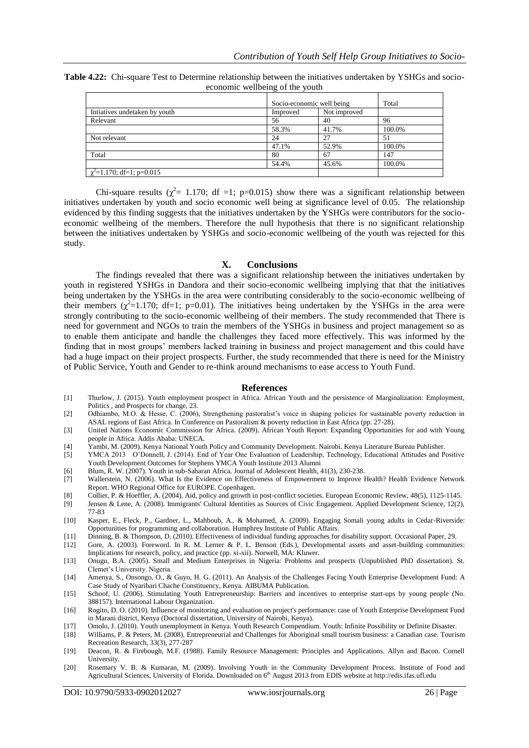**Table 4.22:** Chi-square Test to Determine relationship between the initiatives undertaken by YSHGs and socio-economic wellbeing of the youth

| | Socio-economic well being | | Total |
|---|---|---|---|
| Intiatives undetaken by youth | Improved | Not improved | |
| Relevant | 56 | 40 | 96 |
| | 58.3% | 41.7% | 100.0% |
| Not relevant | 24 | 27 | 51 |
| | 47.1% | 52.9% | 100.0% |
| Total | 80 | 67 | 147 |
| | 54.4% | 45.6% | 100.0% |
| $\chi^2$=1.170; df=1; p=0.015 | | | |

Chi-square results ($\chi^2$= 1.170; df =1; p=0.015) show there was a significant relationship between initiatives undertaken by youth and socio economic well being at significance level of 0.05. The relationship evidenced by this finding suggests that the initiatives undertaken by the YSHGs were contributors for the socio-economic wellbeing of the members. Therefore the null hypothesis that there is no significant relationship between the initiatives undertaken by YSHGs and socio-economic wellbeing of the youth was rejected for this study.

## X. Conclusions

The findings revealed that there was a significant relationship between the initiatives undertaken by youth in registered YSHGs in Dandora and their socio-economic wellbeing implying that that the initiatives being undertaken by the YSHGs in the area were contributing considerably to the socio-economic wellbeing of their members ($\chi^2$=1.170; df=1; p=0.01). The initiatives being undertaken by the YSHGs in the area were strongly contributing to the socio-economic wellbeing of their members. The study recommended that There is need for government and NGOs to train the members of the YSHGs in business and project management so as to enable them anticipate and handle the challenges they faced more effectively. This was informed by the finding that in most groups' members lacked training in business and project management and this could have had a huge impact on their project prospects. Further, the study recommended that there is need for the Ministry of Public Service, Youth and Gender to re-think around mechanisms to ease access to Youth Fund.

## References

[1] Thurlow, J. (2015). Youth employment prospect in Africa. African Youth and the persistence of Marginalization: Employment, Politics , and Prospects for change, 23.

[2] Odhiambo, M.O. & Hesse, C. (2006), Strengthening pastoralist's voice in shaping policies for sustainable poverty reduction in ASAL regions of East Africa. In Conference on Pastoralism & poverty reduction in East Africa (pp. 27-28).

[3] United Nations Economic Commission for Africa. (2009). African Youth Report: Expanding Opportunities for and with Young people in Africa. Addis Ababa: UNECA.

[4] Yambi, M. (2009). Kenya National Youth Policy and Community Development. Nairobi. Kenya Literature Bureau Publisher.

[5] YMCA 2013 O'Donnell, J. (2014). End of Year One Evaluation of Leadership, Technology, Educational Attitudes and Positive Youth Development Outcomes for Stephens YMCA Youth Institute 2013 Alumni

[6] Blum, R. W. (2007). Youth in sub-Saharan Africa. Journal of Adolescent Health, 41(3), 230-238.

[7] Wallerstein, N. (2006). What Is the Evidence on Effectiveness of Empowerment to Improve Health? Health Evidence Network Report. WHO Regional Office for EUROPE. Copenhagen.

[8] Collier, P. & Hoeffler, A. (2004). Aid, policy and growth in post-conflict societies. European Economic Review, 48(5), 1125-1145.

[9] Jensen & Lene, A. (2008). Immigrants' Cultural Identities as Sources of Civic Engagement. Applied Development Science, 12(2), 77-83

[10] Kasper, E., Fleck, P., Gardner, L., Mahboub, A., & Mohamed, A. (2009). Engaging Somali young adults in Cedar-Riverside: Opportunities for programming and collaboration. Humphrey Institute of Public Affairs.

[11] Dinning, B. & Thompson, D. (2010). Effectiveness of individual funding approaches for disability support. Occasional Paper, 29.

[12] Gore, A. (2003). Foreword. In R. M. Lerner & P. L. Benson (Eds.), Developmental assets and asset-building communities: Implications for research, policy, and practice (pp. xi-xii). Norwell, MA: Kluwer.

[13] Onugu, B.A. (2005). Small and Medium Enterprises in Nigeria: Problems and prospects (Unpublished PhD dissertation). St. Clemet's University. Nigeria.

[14] Amenya, S., Onsongo, O., & Guyo, H. G. (2011). An Analysis of the Challenges Facing Youth Enterprise Development Fund: A Case Study of Nyaribari Chache Constituency, Kenya. AIBUMA Publication.

[15] Schoof, U. (2006). Stimulating Youth Entrepreneurship: Barriers and incentives to enterprise start-ups by young people (No. 388157). International Labour Organization.

[16] Rogito, D. O. (2010). Influence of monitoring and evaluation on project's performance: case of Youth Enterprise Development Fund in Marani district, Kenya (Doctoral dissertation, University of Nairobi, Kenya).

[17] Omolo, J. (2010). Youth unemployment in Kenya. Youth Research Compendium. Youth: Infinite Possibility or Definite Disaster.

[18] Williams, P. & Peters, M. (2008). Entrepreneurial and Challenges for Aboriginal small tourism business: a Canadian case. Tourism Recreation Research, 33(3), 277-287

[19] Deacon, R. & Firebough, M.F. (1988). Family Resource Management: Principles and Applications. Allyn and Bacon. Cornell University.

[20] Rosemary V. B. & Kumaran, M. (2009). Involving Youth in the Community Development Process. Institute of Food and Agricultural Sciences, University of Florida. Downloaded on 6th August 2013 from EDIS website at http://edis.ifas.ufl.edu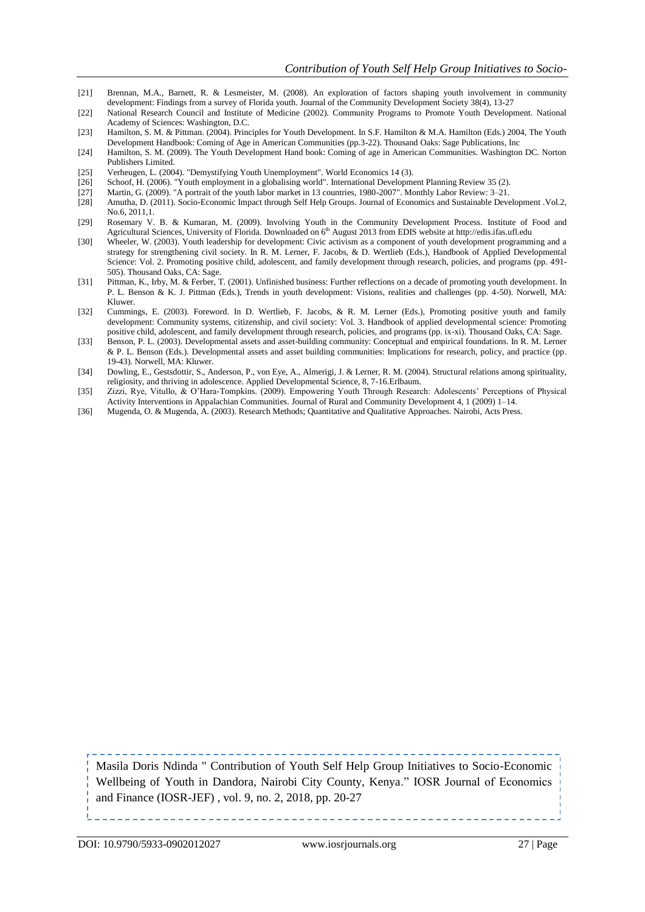[21] Brennan, M.A., Barnett, R. & Lesmeister, M. (2008). An exploration of factors shaping youth involvement in community development: Findings from a survey of Florida youth. Journal of the Community Development Society 38(4), 13-27

[22] National Research Council and Institute of Medicine (2002). Community Programs to Promote Youth Development. National Academy of Sciences: Washington, D.C.

[23] Hamilton, S. M. & Pittman. (2004). Principles for Youth Development. In S.F. Hamilton & M.A. Hamilton (Eds.) 2004, The Youth Development Handbook: Coming of Age in American Communities (pp.3-22). Thousand Oaks: Sage Publications, Inc

[24] Hamilton, S. M. (2009). The Youth Development Hand book: Coming of age in American Communities. Washington DC. Norton Publishers Limited.

[25] Verheugen, L. (2004). "Demystifying Youth Unemployment". World Economics 14 (3).

[26] Schoof, H. (2006). "Youth employment in a globalising world". International Development Planning Review 35 (2).

[27] Martin, G. (2009). "A portrait of the youth labor market in 13 countries, 1980-2007". Monthly Labor Review: 3–21.

[28] Amutha, D. (2011). Socio-Economic Impact through Self Help Groups. Journal of Economics and Sustainable Development .Vol.2, No.6, 2011,1.

[29] Rosemary V. B. & Kumaran, M. (2009). Involving Youth in the Community Development Process. Institute of Food and Agricultural Sciences, University of Florida. Downloaded on 6th August 2013 from EDIS website at http://edis.ifas.ufl.edu

[30] Wheeler, W. (2003). Youth leadership for development: Civic activism as a component of youth development programming and a strategy for strengthening civil society. In R. M. Lerner, F. Jacobs, & D. Wertlieb (Eds.), Handbook of Applied Developmental Science: Vol. 2. Promoting positive child, adolescent, and family development through research, policies, and programs (pp. 491-505). Thousand Oaks, CA: Sage.

[31] Pittman, K., Irby, M. & Ferber, T. (2001). Unfinished business: Further reflections on a decade of promoting youth development. In P. L. Benson & K. J. Pittman (Eds.), Trends in youth development: Visions, realities and challenges (pp. 4-50). Norwell, MA: Kluwer.

[32] Cummings, E. (2003). Foreword. In D. Wertlieb, F. Jacobs, & R. M. Lerner (Eds.), Promoting positive youth and family development: Community systems, citizenship, and civil society: Vol. 3. Handbook of applied developmental science: Promoting positive child, adolescent, and family development through research, policies, and programs (pp. ix-xi). Thousand Oaks, CA: Sage.

[33] Benson, P. L. (2003). Developmental assets and asset-building community: Conceptual and empirical foundations. In R. M. Lerner & P. L. Benson (Eds.). Developmental assets and asset building communities: Implications for research, policy, and practice (pp. 19-43). Norwell, MA: Kluwer.

[34] Dowling, E., Gestsdottir, S., Anderson, P., von Eye, A., Almerigi, J. & Lerner, R. M. (2004). Structural relations among spirituality, religiosity, and thriving in adolescence. Applied Developmental Science, 8, 7-16.Erlbaum.

[35] Zizzi, Rye, Vitullo, & O'Hara-Tompkins. (2009). Empowering Youth Through Research: Adolescents' Perceptions of Physical Activity Interventions in Appalachian Communities. Journal of Rural and Community Development 4, 1 (2009) 1–14.

[36] Mugenda, O. & Mugenda, A. (2003). Research Methods; Quantitative and Qualitative Approaches. Nairobi, Acts Press.

Masila Doris Ndinda " Contribution of Youth Self Help Group Initiatives to Socio-Economic Wellbeing of Youth in Dandora, Nairobi City County, Kenya." IOSR Journal of Economics and Finance (IOSR-JEF) , vol. 9, no. 2, 2018, pp. 20-27